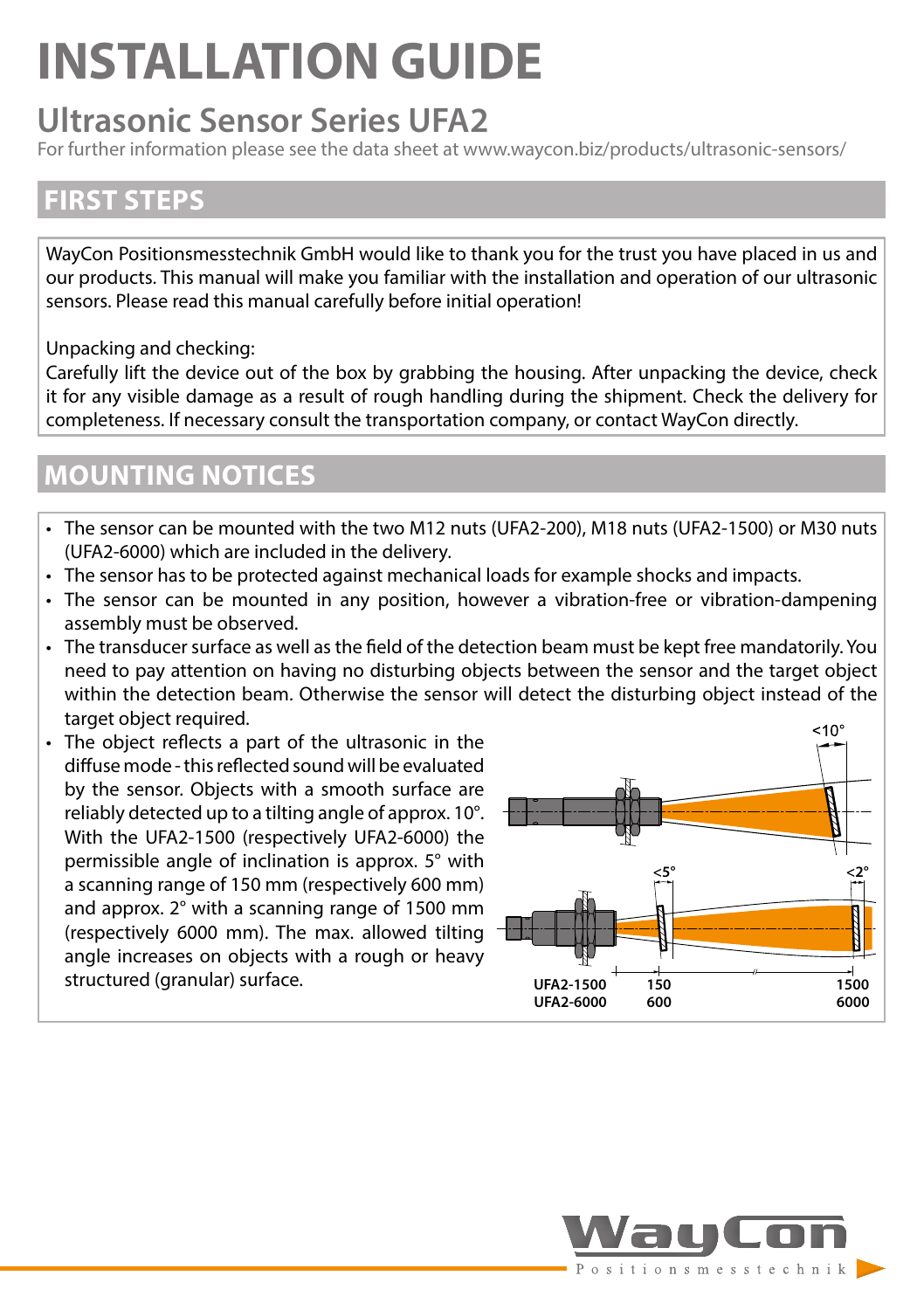# INSTALLATION GUIDE

## Ultrasonic Sensor Series UFA2

For further information please see the data sheet at www.waycon.biz/products/ultrasonic-sensors/

## FIRST STEPS

WayCon Positionsmesstechnik GmbH would like to thank you for the trust you have placed in us and our products. This manual will make you familiar with the installation and operation of our ultrasonic sensors. Please read this manual carefully before initial operation!

Unpacking and checking:
Carefully lift the device out of the box by grabbing the housing. After unpacking the device, check it for any visible damage as a result of rough handling during the shipment. Check the delivery for completeness. If necessary consult the transportation company, or contact WayCon directly.

## MOUNTING NOTICES

- The sensor can be mounted with the two M12 nuts (UFA2-200), M18 nuts (UFA2-1500) or M30 nuts (UFA2-6000) which are included in the delivery.
- The sensor has to be protected against mechanical loads for example shocks and impacts.
- The sensor can be mounted in any position, however a vibration-free or vibration-dampening assembly must be observed.
- The transducer surface as well as the field of the detection beam must be kept free mandatorily. You need to pay attention on having no disturbing objects between the sensor and the target object within the detection beam. Otherwise the sensor will detect the disturbing object instead of the target object required.
- The object reflects a part of the ultrasonic in the diffuse mode - this reflected sound will be evaluated by the sensor. Objects with a smooth surface are reliably detected up to a tilting angle of approx. 10°. With the UFA2-1500 (respectively UFA2-6000) the permissible angle of inclination is approx. 5° with a scanning range of 150 mm (respectively 600 mm) and approx. 2° with a scanning range of 1500 mm (respectively 6000 mm). The max. allowed tilting angle increases on objects with a rough or heavy structured (granular) surface.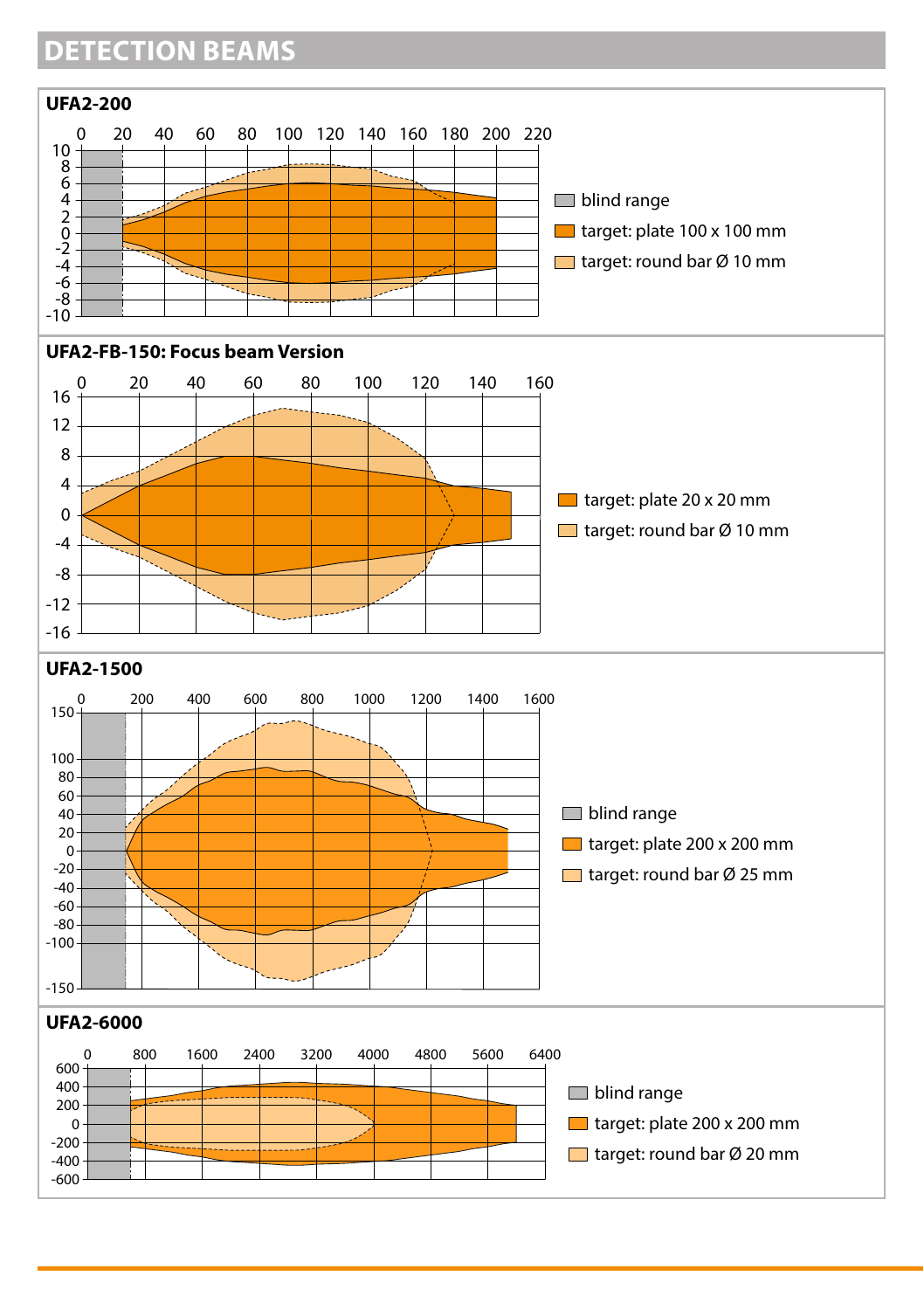# DETECTION BEAMS

### UFA2-200

- blind range
- target: plate 100 x 100 mm
- target: round bar Ø 10 mm

### UFA2-FB-150: Focus beam Version

- target: plate 20 x 20 mm
- target: round bar Ø 10 mm

### UFA2-1500

- blind range
- target: plate 200 x 200 mm
- target: round bar Ø 25 mm

### UFA2-6000

- blind range
- target: plate 200 x 200 mm
- target: round bar Ø 20 mm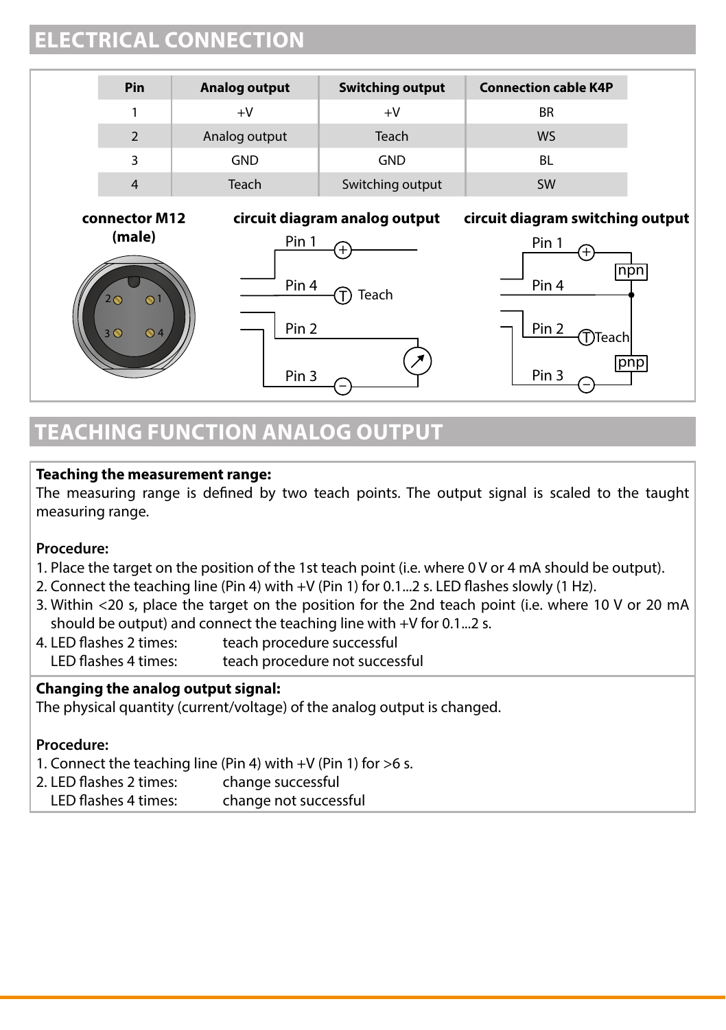## ELECTRICAL CONNECTION

| Pin | Analog output | Switching output | Connection cable K4P |
|---|---|---|---|
| 1 | +V | +V | BR |
| 2 | Analog output | Teach | WS |
| 3 | GND | GND | BL |
| 4 | Teach | Switching output | SW |

**connector M12 (male)**

**circuit diagram analog output**

Pin 1, Pin 4 (Teach), Pin 2, Pin 3

**circuit diagram switching output**

Pin 1, Pin 4 (npn), Pin 2 (Teach), Pin 3 (pnp)

## TEACHING FUNCTION ANALOG OUTPUT

**Teaching the measurement range:**
The measuring range is defined by two teach points. The output signal is scaled to the taught measuring range.

**Procedure:**

1. Place the target on the position of the 1st teach point (i.e. where 0 V or 4 mA should be output).
2. Connect the teaching line (Pin 4) with +V (Pin 1) for 0.1...2 s. LED flashes slowly (1 Hz).
3. Within <20 s, place the target on the position for the 2nd teach point (i.e. where 10 V or 20 mA should be output) and connect the teaching line with +V for 0.1...2 s.
4. LED flashes 2 times: teach procedure successful
   LED flashes 4 times: teach procedure not successful

**Changing the analog output signal:**
The physical quantity (current/voltage) of the analog output is changed.

**Procedure:**

1. Connect the teaching line (Pin 4) with +V (Pin 1) for >6 s.
2. LED flashes 2 times: change successful
   LED flashes 4 times: change not successful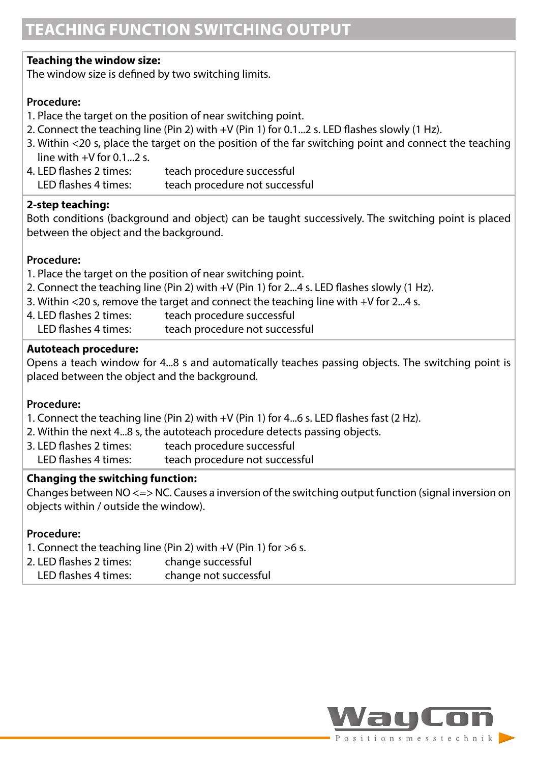## TEACHING FUNCTION SWITCHING OUTPUT

**Teaching the window size:**
The window size is defined by two switching limits.

**Procedure:**

1. Place the target on the position of near switching point.
2. Connect the teaching line (Pin 2) with +V (Pin 1) for 0.1...2 s. LED flashes slowly (1 Hz).
3. Within <20 s, place the target on the position of the far switching point and connect the teaching line with +V for 0.1...2 s.
4. LED flashes 2 times: teach procedure successful
   LED flashes 4 times: teach procedure not successful

**2-step teaching:**
Both conditions (background and object) can be taught successively. The switching point is placed between the object and the background.

**Procedure:**

1. Place the target on the position of near switching point.
2. Connect the teaching line (Pin 2) with +V (Pin 1) for 2...4 s. LED flashes slowly (1 Hz).
3. Within <20 s, remove the target and connect the teaching line with +V for 2...4 s.
4. LED flashes 2 times: teach procedure successful
   LED flashes 4 times: teach procedure not successful

**Autoteach procedure:**
Opens a teach window for 4...8 s and automatically teaches passing objects. The switching point is placed between the object and the background.

**Procedure:**

1. Connect the teaching line (Pin 2) with +V (Pin 1) for 4...6 s. LED flashes fast (2 Hz).
2. Within the next 4...8 s, the autoteach procedure detects passing objects.
3. LED flashes 2 times: teach procedure successful
   LED flashes 4 times: teach procedure not successful

**Changing the switching function:**
Changes between NO <=> NC. Causes a inversion of the switching output function (signal inversion on objects within / outside the window).

**Procedure:**

1. Connect the teaching line (Pin 2) with +V (Pin 1) for >6 s.
2. LED flashes 2 times: change successful
   LED flashes 4 times: change not successful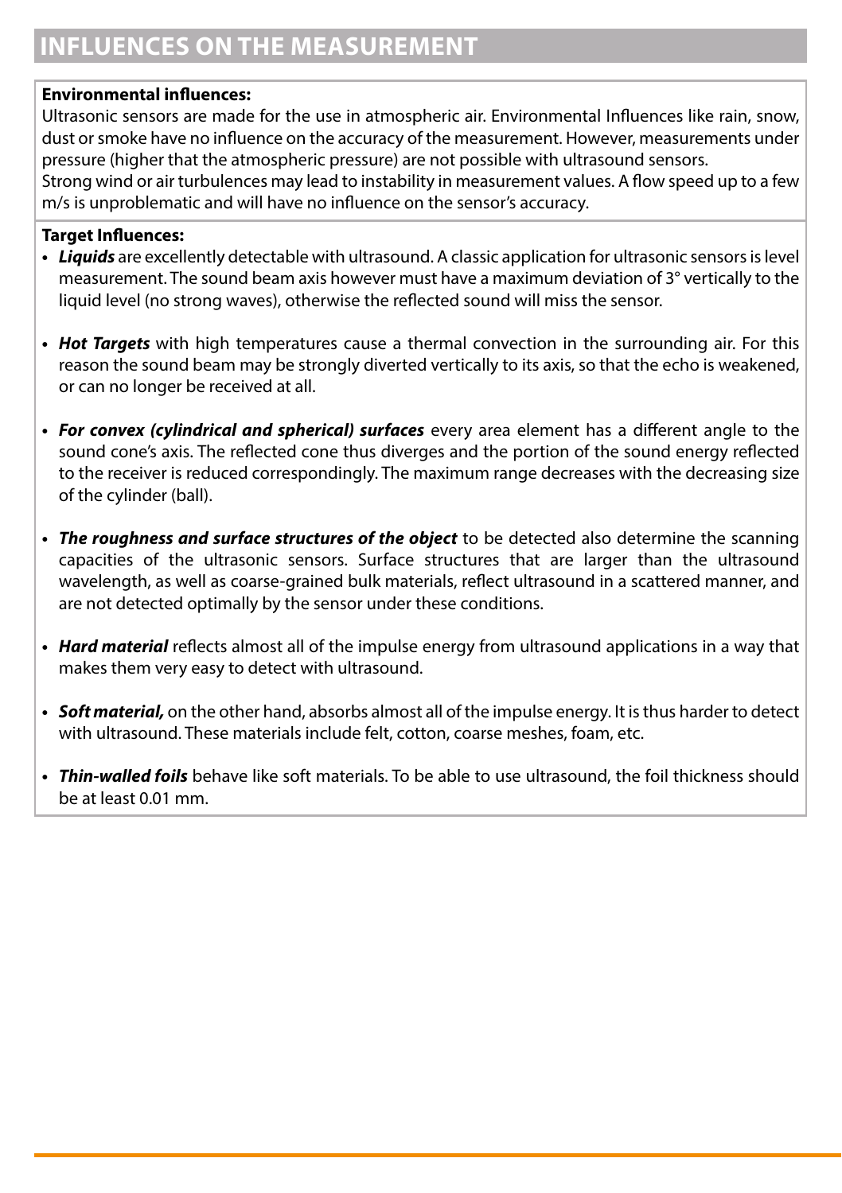# INFLUENCES ON THE MEASUREMENT

**Environmental influences:**

Ultrasonic sensors are made for the use in atmospheric air. Environmental Influences like rain, snow, dust or smoke have no influence on the accuracy of the measurement. However, measurements under pressure (higher that the atmospheric pressure) are not possible with ultrasound sensors.

Strong wind or air turbulences may lead to instability in measurement values. A flow speed up to a few m/s is unproblematic and will have no influence on the sensor's accuracy.

**Target Influences:**

- ***Liquids*** are excellently detectable with ultrasound. A classic application for ultrasonic sensors is level measurement. The sound beam axis however must have a maximum deviation of 3° vertically to the liquid level (no strong waves), otherwise the reflected sound will miss the sensor.

- ***Hot Targets*** with high temperatures cause a thermal convection in the surrounding air. For this reason the sound beam may be strongly diverted vertically to its axis, so that the echo is weakened, or can no longer be received at all.

- ***For convex (cylindrical and spherical) surfaces*** every area element has a different angle to the sound cone's axis. The reflected cone thus diverges and the portion of the sound energy reflected to the receiver is reduced correspondingly. The maximum range decreases with the decreasing size of the cylinder (ball).

- ***The roughness and surface structures of the object*** to be detected also determine the scanning capacities of the ultrasonic sensors. Surface structures that are larger than the ultrasound wavelength, as well as coarse-grained bulk materials, reflect ultrasound in a scattered manner, and are not detected optimally by the sensor under these conditions.

- ***Hard material*** reflects almost all of the impulse energy from ultrasound applications in a way that makes them very easy to detect with ultrasound.

- ***Soft material,*** on the other hand, absorbs almost all of the impulse energy. It is thus harder to detect with ultrasound. These materials include felt, cotton, coarse meshes, foam, etc.

- ***Thin-walled foils*** behave like soft materials. To be able to use ultrasound, the foil thickness should be at least 0.01 mm.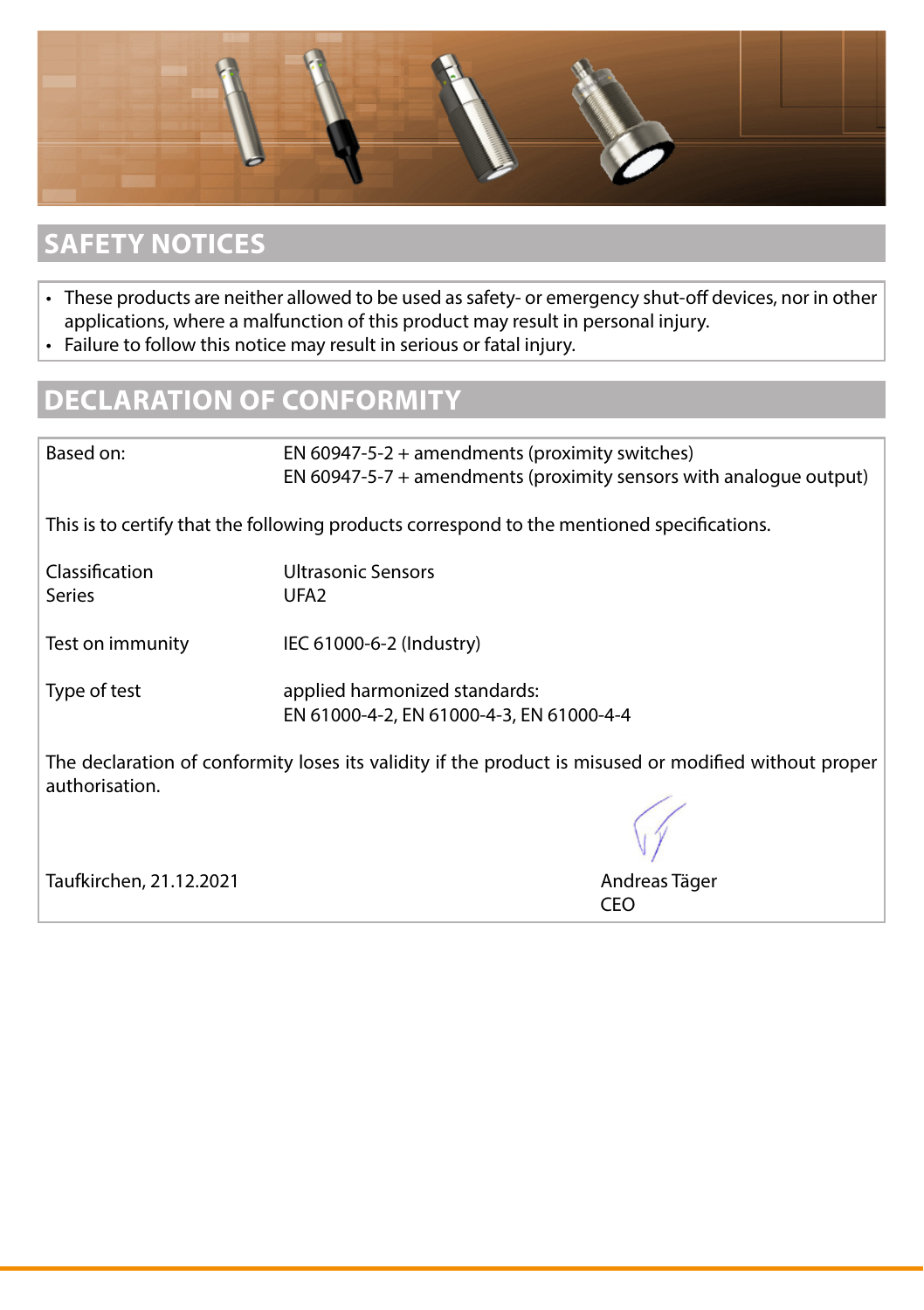## SAFETY NOTICES

- These products are neither allowed to be used as safety- or emergency shut-off devices, nor in other applications, where a malfunction of this product may result in personal injury.
- Failure to follow this notice may result in serious or fatal injury.

## DECLARATION OF CONFORMITY

| | |
|---|---|
| Based on: | EN 60947-5-2 + amendments (proximity switches)<br>EN 60947-5-7 + amendments (proximity sensors with analogue output) |

This is to certify that the following products correspond to the mentioned specifications.

| | |
|---|---|
| Classification | Ultrasonic Sensors |
| Series | UFA2 |
| Test on immunity | IEC 61000-6-2 (Industry) |
| Type of test | applied harmonized standards:<br>EN 61000-4-2, EN 61000-4-3, EN 61000-4-4 |

The declaration of conformity loses its validity if the product is misused or modified without proper authorisation.

Taufkirchen, 21.12.2021

Andreas Täger
CEO